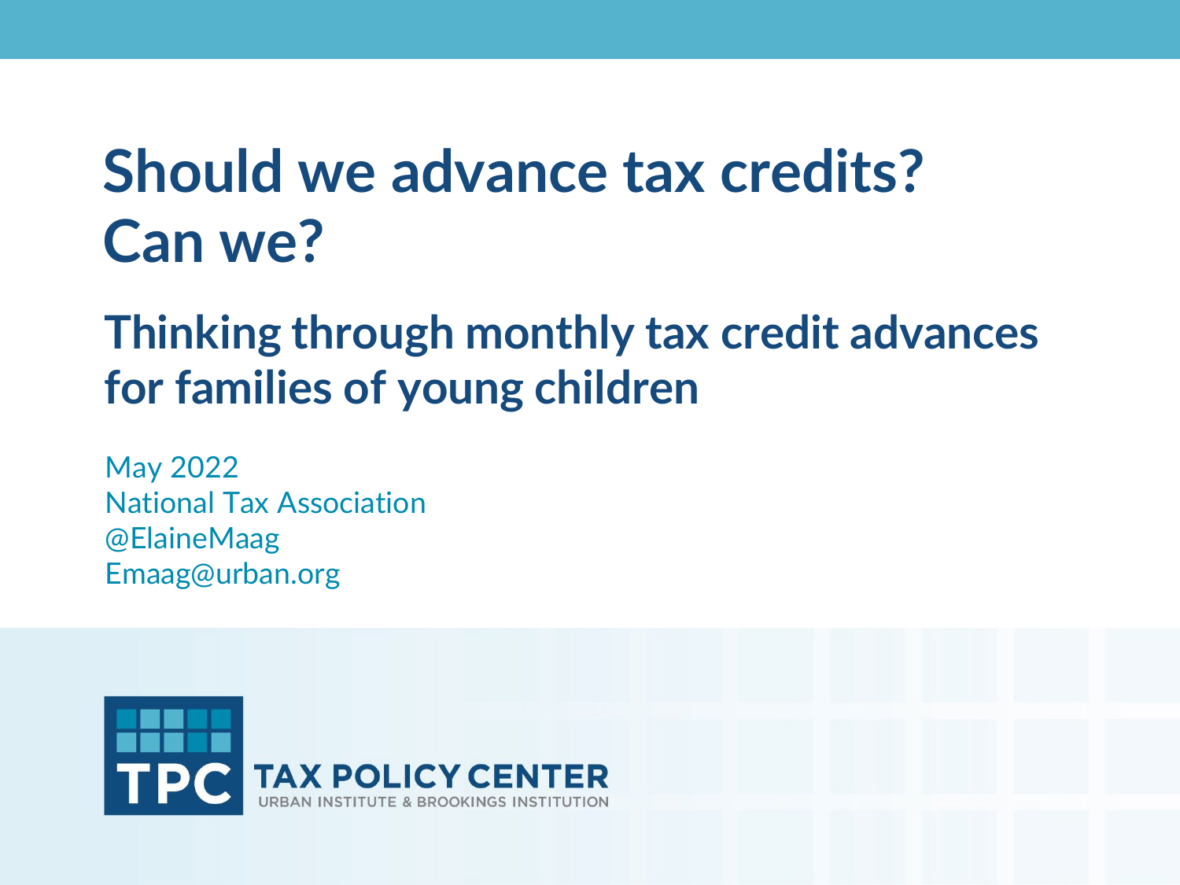# Should we advance tax credits? Can we?

## Thinking through monthly tax credit advances for families of young children

May 2022
National Tax Association
@ElaineMaag
Emaag@urban.org

TPC TAX POLICY CENTER
URBAN INSTITUTE & BROOKINGS INSTITUTION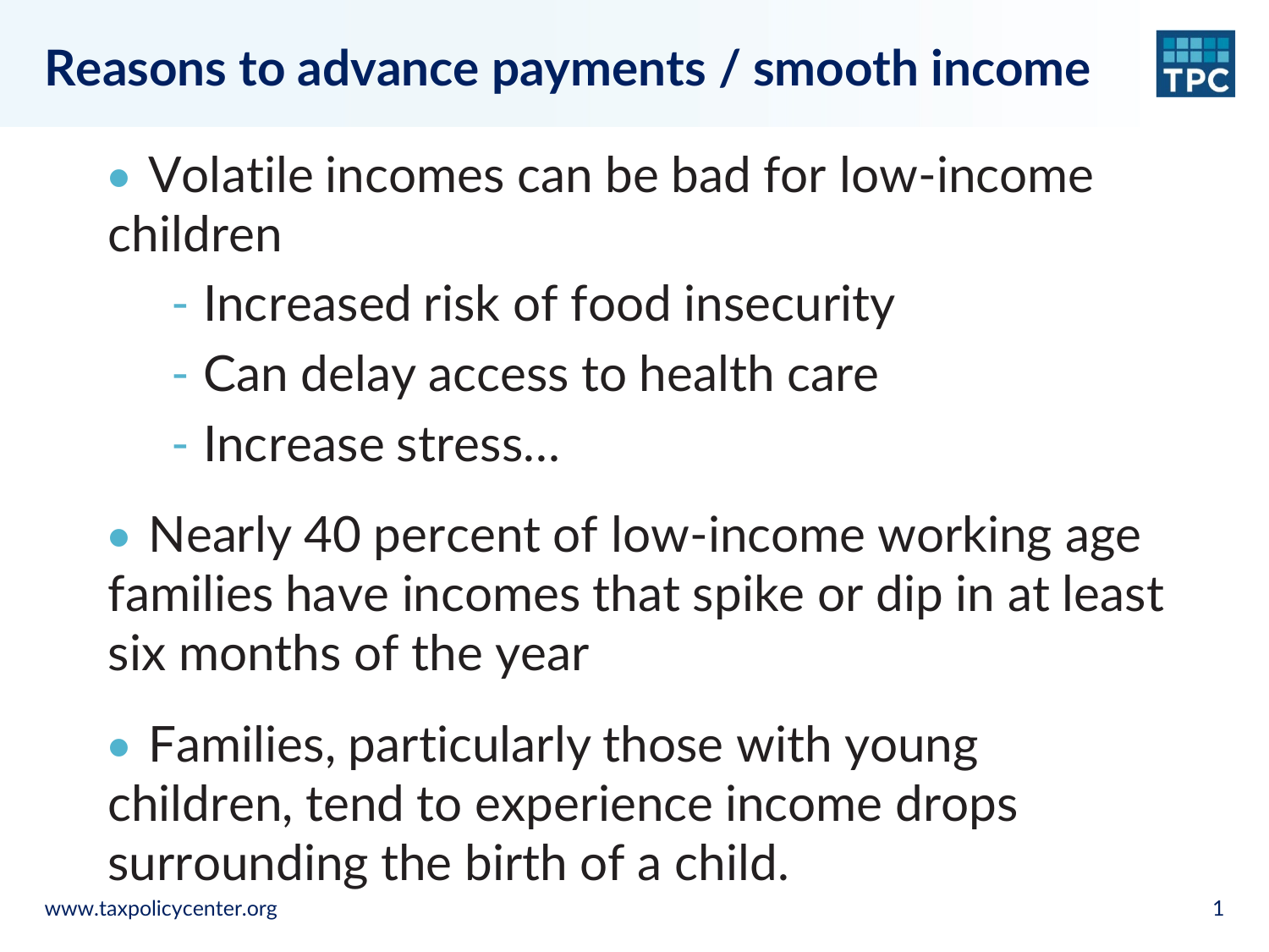# Reasons to advance payments / smooth income

- Volatile incomes can be bad for low-income children
  - Increased risk of food insecurity
  - Can delay access to health care
  - Increase stress…
- Nearly 40 percent of low-income working age families have incomes that spike or dip in at least six months of the year
- Families, particularly those with young children, tend to experience income drops surrounding the birth of a child.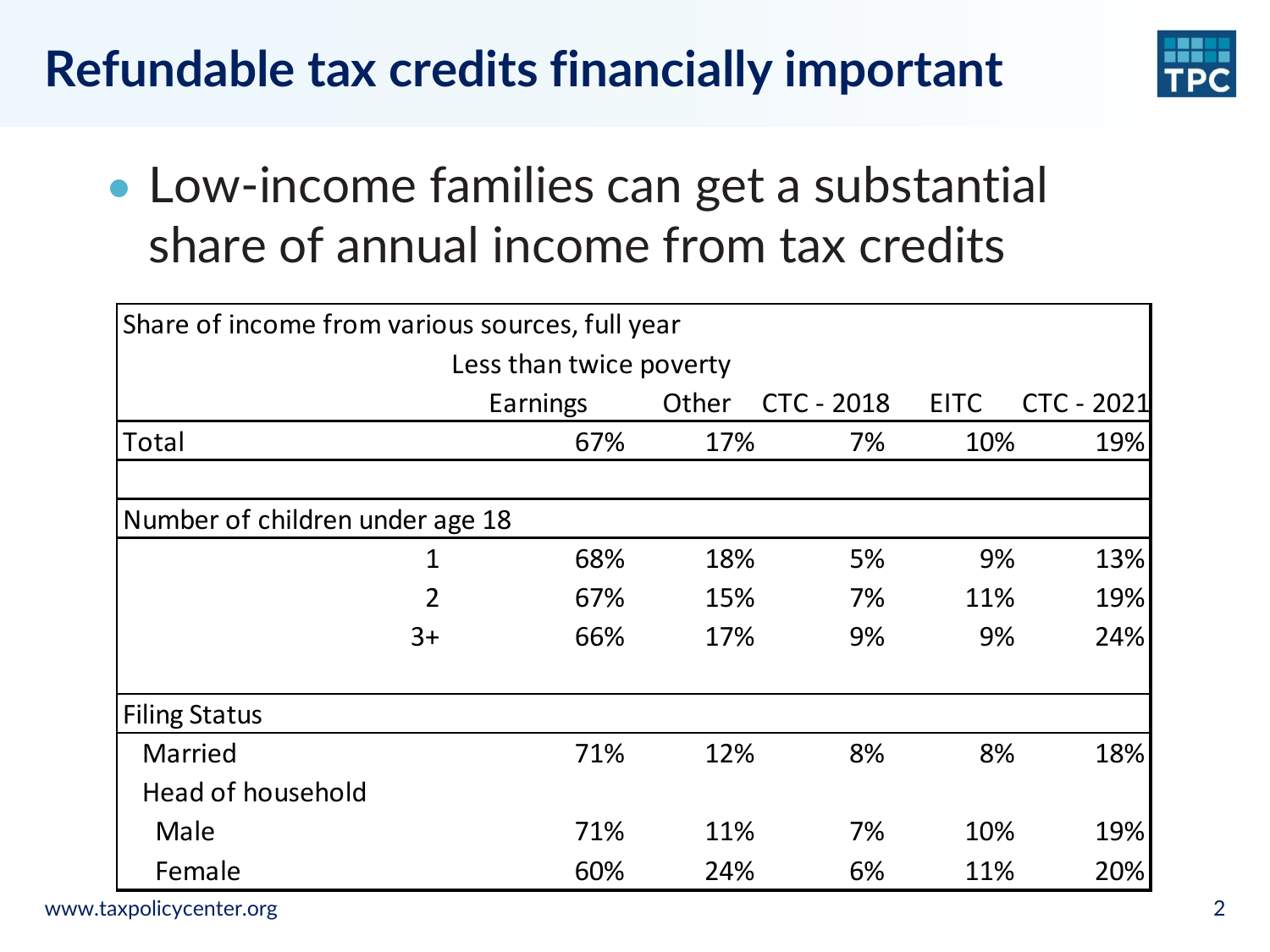# Refundable tax credits financially important

- Low-income families can get a substantial share of annual income from tax credits

| Share of income from various sources, full year | | | | | |
|---|---|---|---|---|---|
| | Less than twice poverty | | | | |
| | Earnings | Other | CTC - 2018 | EITC | CTC - 2021 |
| Total | 67% | 17% | 7% | 10% | 19% |
| | | | | | |
| Number of children under age 18 | | | | | |
| 1 | 68% | 18% | 5% | 9% | 13% |
| 2 | 67% | 15% | 7% | 11% | 19% |
| 3+ | 66% | 17% | 9% | 9% | 24% |
| | | | | | |
| Filing Status | | | | | |
| Married | 71% | 12% | 8% | 8% | 18% |
| Head of household | | | | | |
| Male | 71% | 11% | 7% | 10% | 19% |
| Female | 60% | 24% | 6% | 11% | 20% |

www.taxpolicycenter.org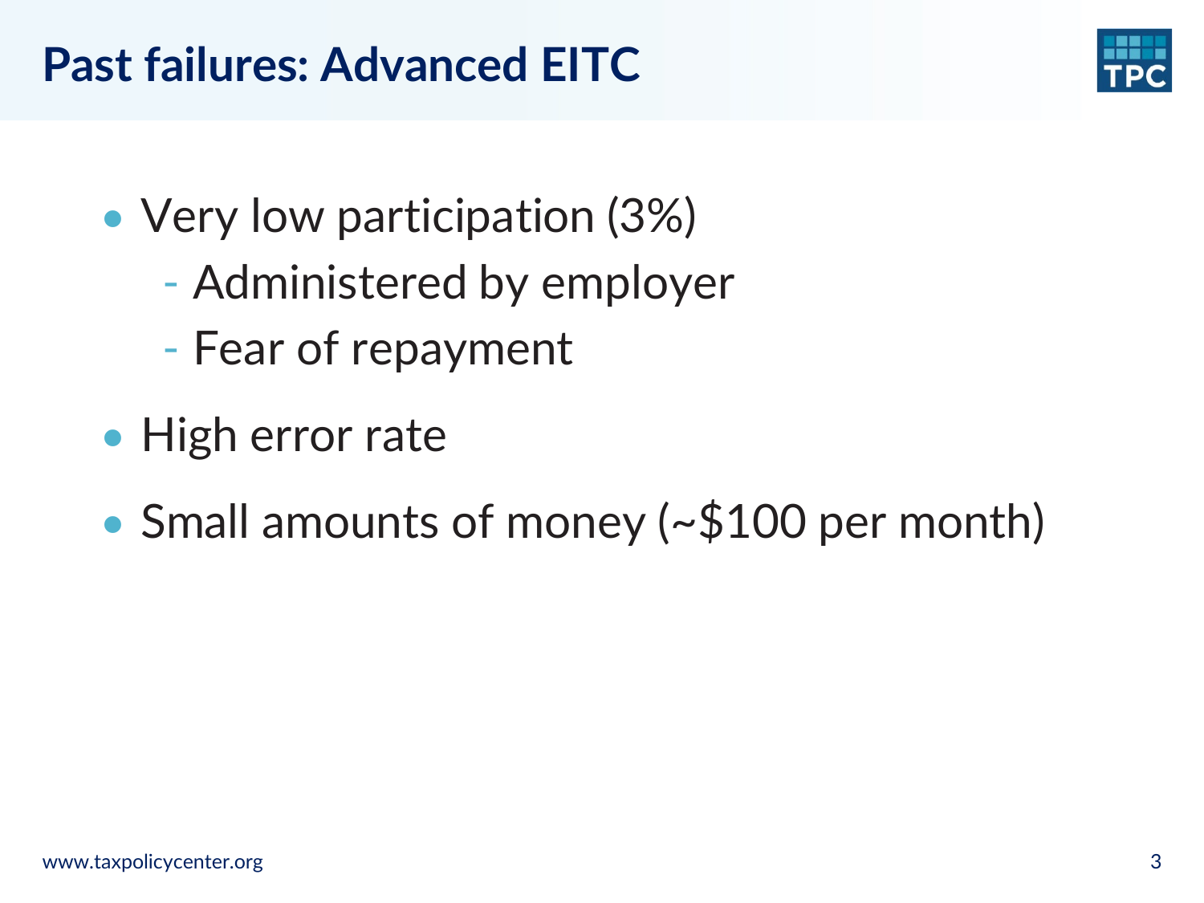# Past failures: Advanced EITC

- Very low participation (3%)
  - Administered by employer
  - Fear of repayment
- High error rate
- Small amounts of money (~$100 per month)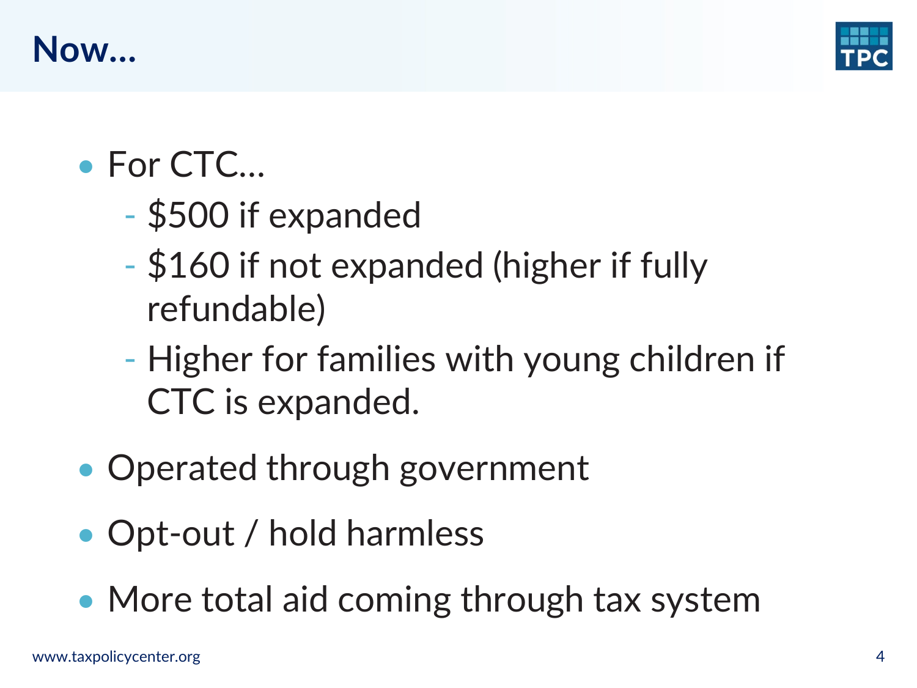# Now…

- For CTC…
  - $500 if expanded
  - $160 if not expanded (higher if fully refundable)
  - Higher for families with young children if CTC is expanded.
- Operated through government
- Opt-out / hold harmless
- More total aid coming through tax system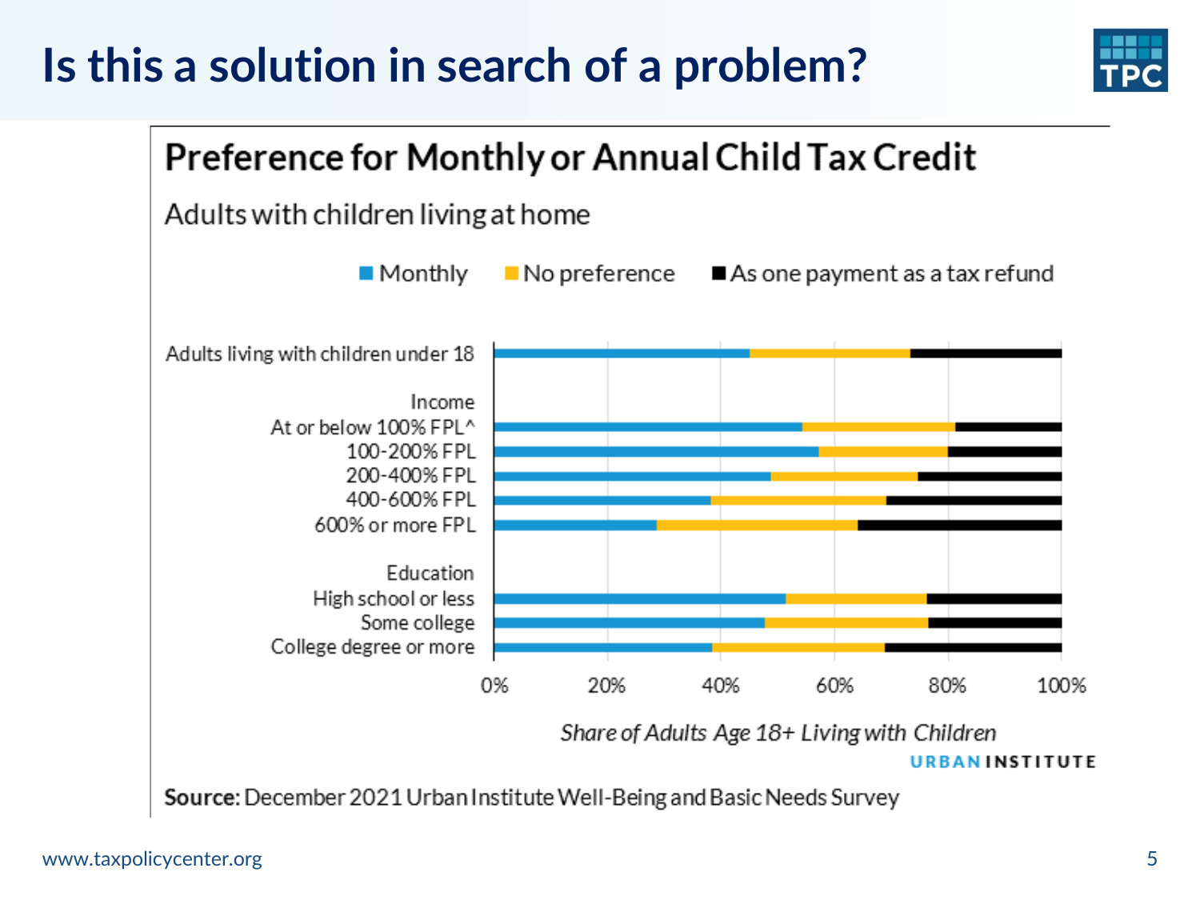# Is this a solution in search of a problem?

## Preference for Monthly or Annual Child Tax Credit

Adults with children living at home

Monthly | No preference | As one payment as a tax refund

Adults living with children under 18

Income
At or below 100% FPL^
100-200% FPL
200-400% FPL
400-600% FPL
600% or more FPL

Education
High school or less
Some college
College degree or more

0% 20% 40% 60% 80% 100%

*Share of Adults Age 18+ Living with Children*

URBAN INSTITUTE

**Source:** December 2021 Urban Institute Well-Being and Basic Needs Survey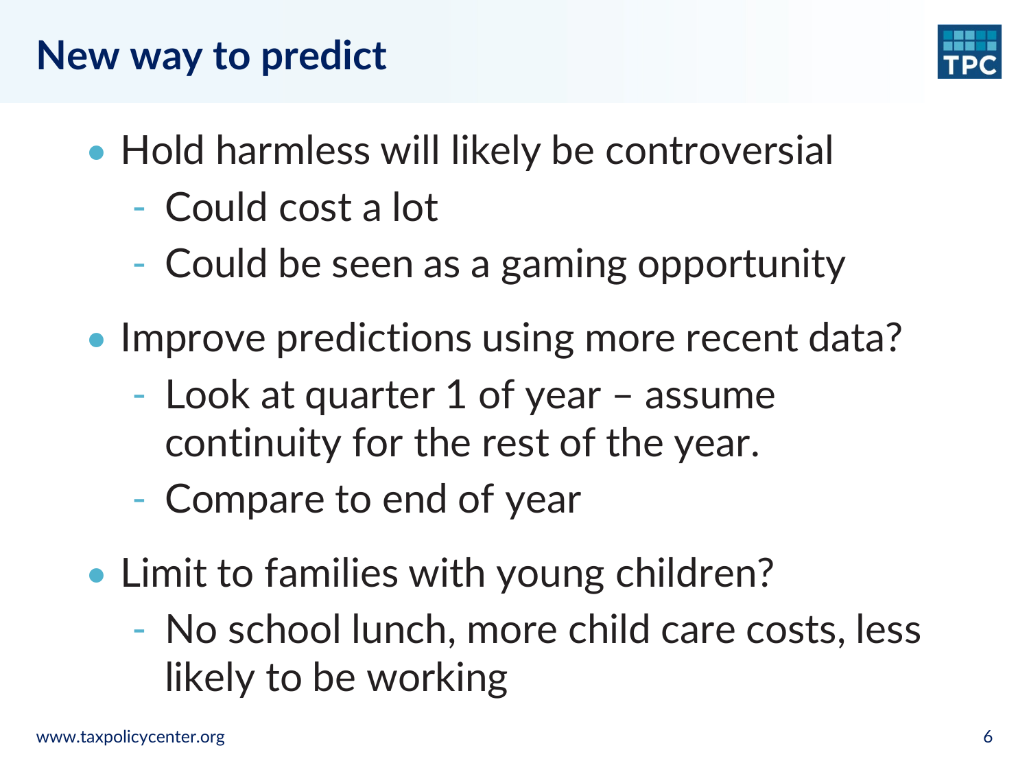# New way to predict

- Hold harmless will likely be controversial
  - Could cost a lot
  - Could be seen as a gaming opportunity
- Improve predictions using more recent data?
  - Look at quarter 1 of year – assume continuity for the rest of the year.
  - Compare to end of year
- Limit to families with young children?
  - No school lunch, more child care costs, less likely to be working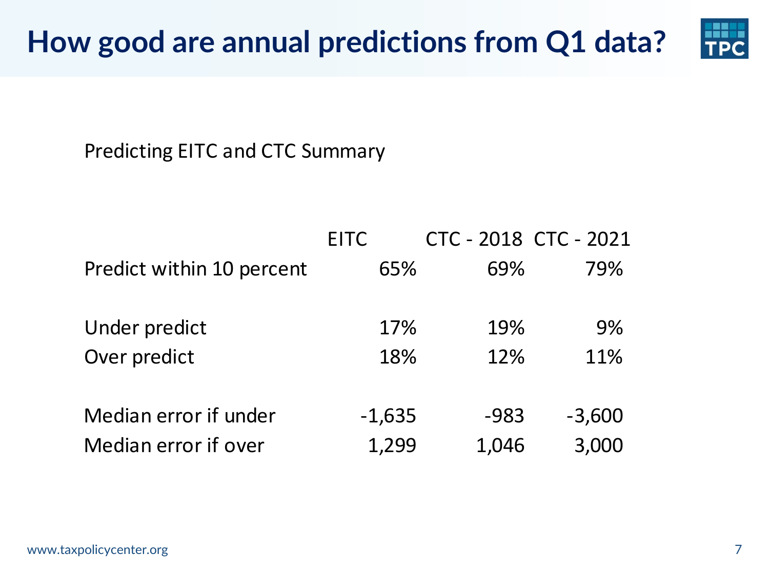# How good are annual predictions from Q1 data?

Predicting EITC and CTC Summary

| | EITC | CTC - 2018 | CTC - 2021 |
|---|---|---|---|
| Predict within 10 percent | 65% | 69% | 79% |
| | | | |
| Under predict | 17% | 19% | 9% |
| Over predict | 18% | 12% | 11% |
| | | | |
| Median error if under | -1,635 | -983 | -3,600 |
| Median error if over | 1,299 | 1,046 | 3,000 |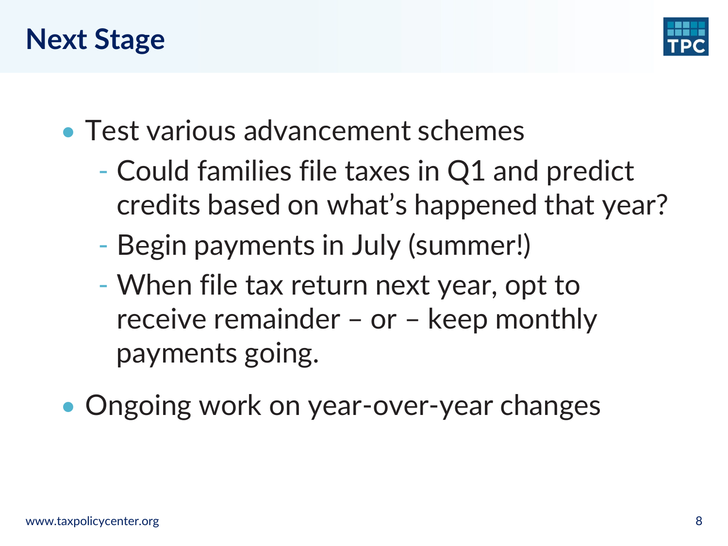# Next Stage

- Test various advancement schemes
  - Could families file taxes in Q1 and predict credits based on what's happened that year?
  - Begin payments in July (summer!)
  - When file tax return next year, opt to receive remainder – or – keep monthly payments going.
- Ongoing work on year-over-year changes